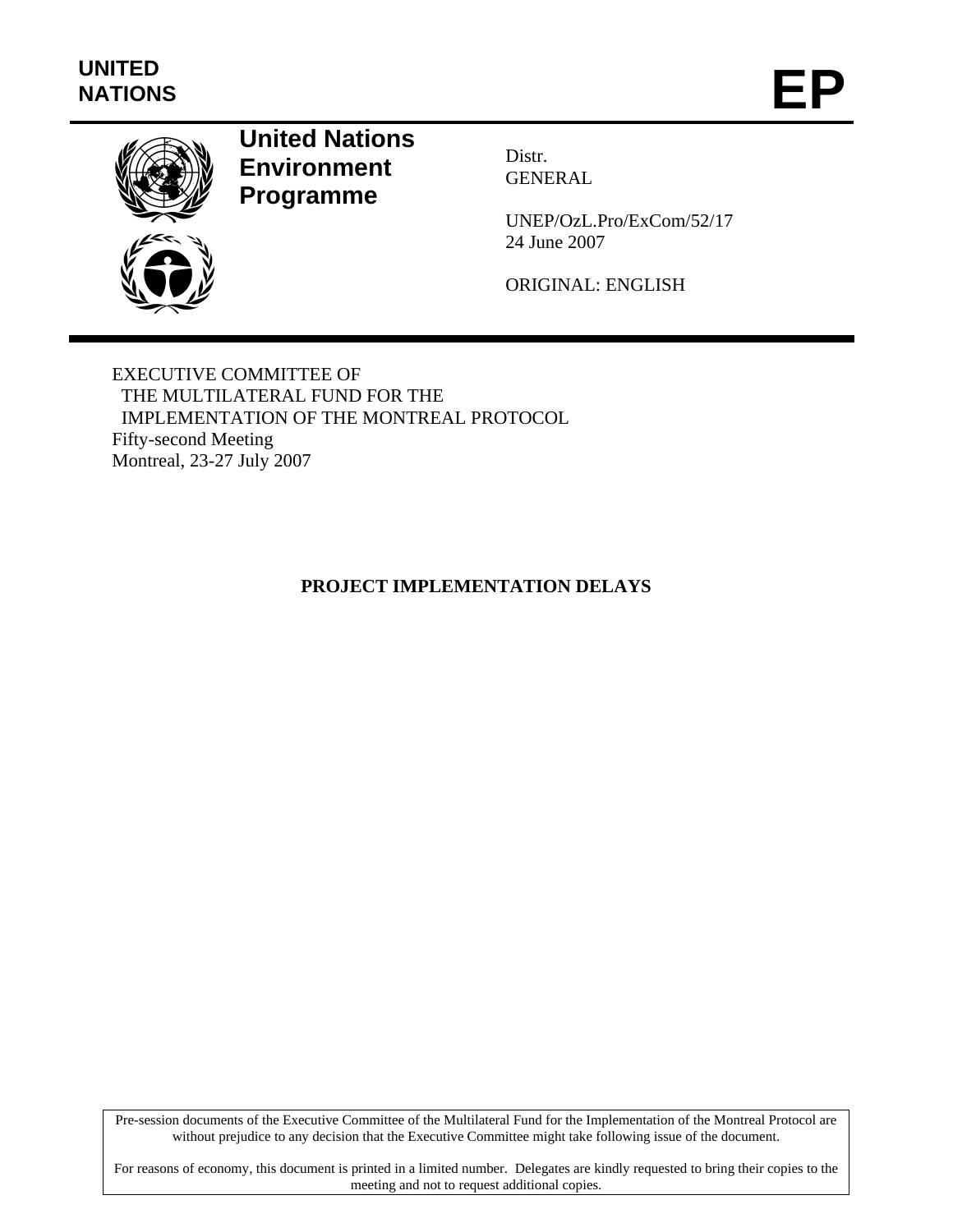UNITED NATIONS

EP

**United Nations Environment Programme**

Distr.
GENERAL

UNEP/OzL.Pro/ExCom/52/17
24 June 2007

ORIGINAL: ENGLISH

EXECUTIVE COMMITTEE OF
THE MULTILATERAL FUND FOR THE
IMPLEMENTATION OF THE MONTREAL PROTOCOL
Fifty-second Meeting
Montreal, 23-27 July 2007

# PROJECT IMPLEMENTATION DELAYS

Pre-session documents of the Executive Committee of the Multilateral Fund for the Implementation of the Montreal Protocol are without prejudice to any decision that the Executive Committee might take following issue of the document.

For reasons of economy, this document is printed in a limited number. Delegates are kindly requested to bring their copies to the meeting and not to request additional copies.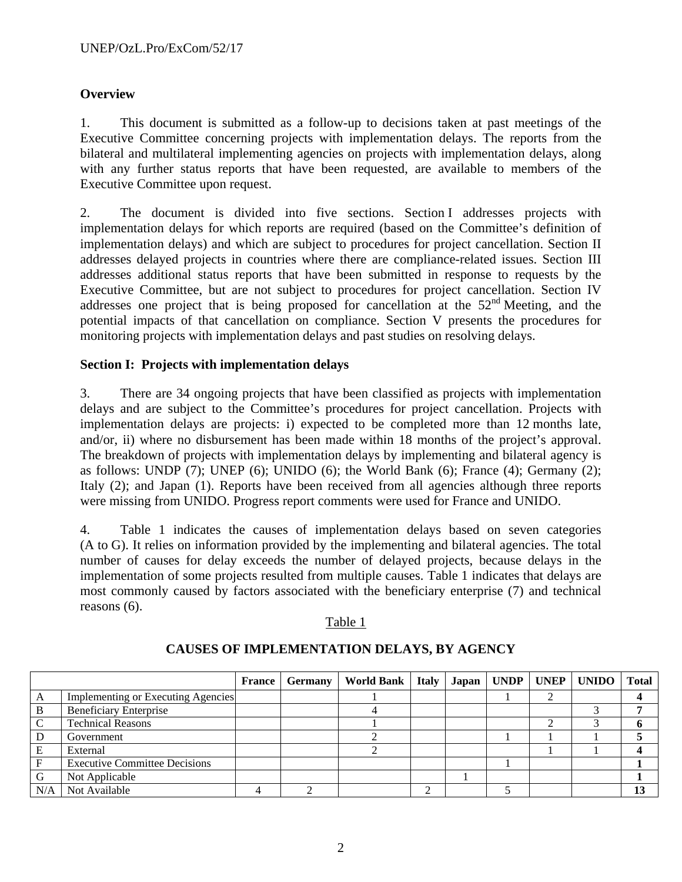## Overview

1. This document is submitted as a follow-up to decisions taken at past meetings of the Executive Committee concerning projects with implementation delays. The reports from the bilateral and multilateral implementing agencies on projects with implementation delays, along with any further status reports that have been requested, are available to members of the Executive Committee upon request.

2. The document is divided into five sections. Section I addresses projects with implementation delays for which reports are required (based on the Committee's definition of implementation delays) and which are subject to procedures for project cancellation. Section II addresses delayed projects in countries where there are compliance-related issues. Section III addresses additional status reports that have been submitted in response to requests by the Executive Committee, but are not subject to procedures for project cancellation. Section IV addresses one project that is being proposed for cancellation at the 52nd Meeting, and the potential impacts of that cancellation on compliance. Section V presents the procedures for monitoring projects with implementation delays and past studies on resolving delays.

## Section I: Projects with implementation delays

3. There are 34 ongoing projects that have been classified as projects with implementation delays and are subject to the Committee's procedures for project cancellation. Projects with implementation delays are projects: i) expected to be completed more than 12 months late, and/or, ii) where no disbursement has been made within 18 months of the project's approval. The breakdown of projects with implementation delays by implementing and bilateral agency is as follows: UNDP (7); UNEP (6); UNIDO (6); the World Bank (6); France (4); Germany (2); Italy (2); and Japan (1). Reports have been received from all agencies although three reports were missing from UNIDO. Progress report comments were used for France and UNIDO.

4. Table 1 indicates the causes of implementation delays based on seven categories (A to G). It relies on information provided by the implementing and bilateral agencies. The total number of causes for delay exceeds the number of delayed projects, because delays in the implementation of some projects resulted from multiple causes. Table 1 indicates that delays are most commonly caused by factors associated with the beneficiary enterprise (7) and technical reasons (6).

Table 1

**CAUSES OF IMPLEMENTATION DELAYS, BY AGENCY**

| | | France | Germany | World Bank | Italy | Japan | UNDP | UNEP | UNIDO | Total |
|---|---|---|---|---|---|---|---|---|---|---|
| A | Implementing or Executing Agencies | | | 1 | | | 1 | 2 | | **4** |
| B | Beneficiary Enterprise | | | 4 | | | | | 3 | **7** |
| C | Technical Reasons | | | 1 | | | | 2 | 3 | **6** |
| D | Government | | | 2 | | | 1 | 1 | 1 | **5** |
| E | External | | | 2 | | | | 1 | 1 | **4** |
| F | Executive Committee Decisions | | | | | | 1 | | | **1** |
| G | Not Applicable | | | | | 1 | | | | **1** |
| N/A | Not Available | 4 | 2 | | 2 | | 5 | | | **13** |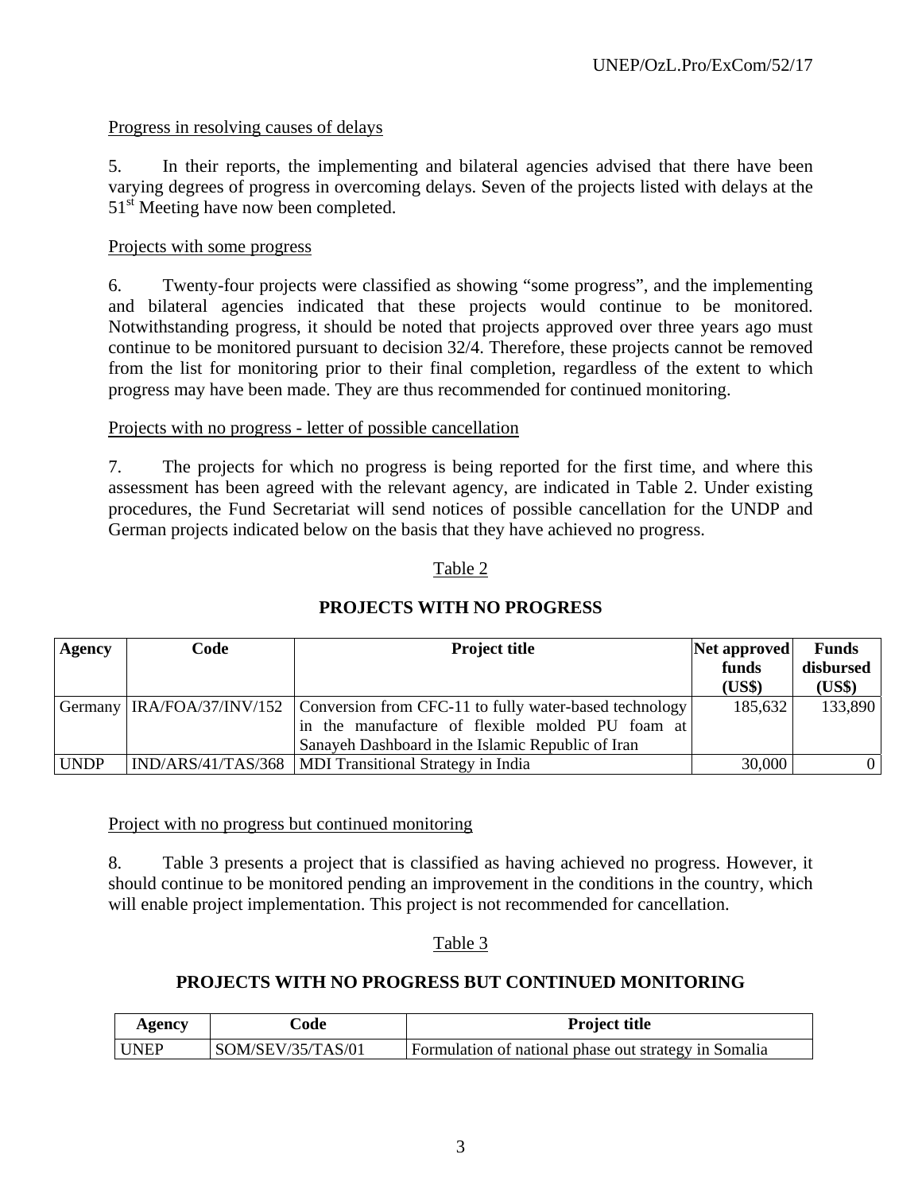Progress in resolving causes of delays

5. In their reports, the implementing and bilateral agencies advised that there have been varying degrees of progress in overcoming delays. Seven of the projects listed with delays at the 51st Meeting have now been completed.

Projects with some progress

6. Twenty-four projects were classified as showing "some progress", and the implementing and bilateral agencies indicated that these projects would continue to be monitored. Notwithstanding progress, it should be noted that projects approved over three years ago must continue to be monitored pursuant to decision 32/4. Therefore, these projects cannot be removed from the list for monitoring prior to their final completion, regardless of the extent to which progress may have been made. They are thus recommended for continued monitoring.

Projects with no progress - letter of possible cancellation

7. The projects for which no progress is being reported for the first time, and where this assessment has been agreed with the relevant agency, are indicated in Table 2. Under existing procedures, the Fund Secretariat will send notices of possible cancellation for the UNDP and German projects indicated below on the basis that they have achieved no progress.

Table 2

**PROJECTS WITH NO PROGRESS**

| Agency | Code | Project title | Net approved funds (US$) | Funds disbursed (US$) |
|---|---|---|---|---|
| Germany | IRA/FOA/37/INV/152 | Conversion from CFC-11 to fully water-based technology in the manufacture of flexible molded PU foam at Sanayeh Dashboard in the Islamic Republic of Iran | 185,632 | 133,890 |
| UNDP | IND/ARS/41/TAS/368 | MDI Transitional Strategy in India | 30,000 | 0 |

Project with no progress but continued monitoring

8. Table 3 presents a project that is classified as having achieved no progress. However, it should continue to be monitored pending an improvement in the conditions in the country, which will enable project implementation. This project is not recommended for cancellation.

Table 3

**PROJECTS WITH NO PROGRESS BUT CONTINUED MONITORING**

| Agency | Code | Project title |
|---|---|---|
| UNEP | SOM/SEV/35/TAS/01 | Formulation of national phase out strategy in Somalia |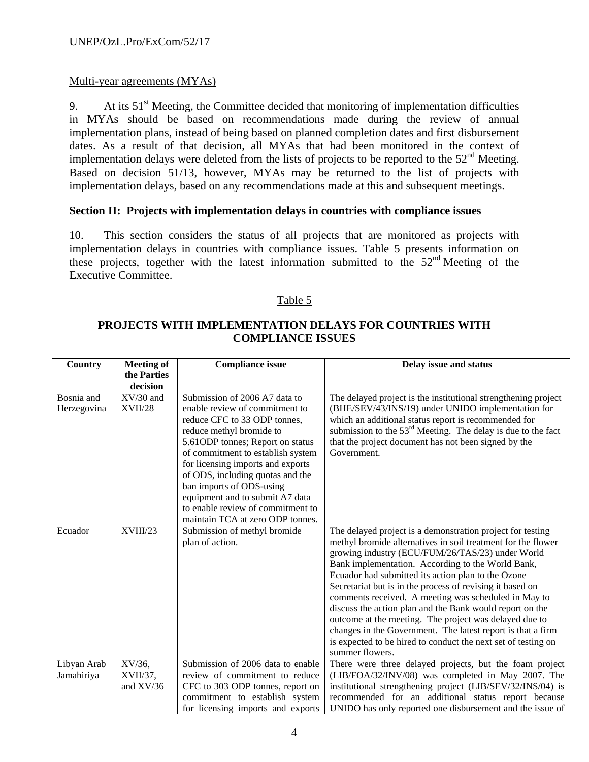Multi-year agreements (MYAs)

9. At its 51st Meeting, the Committee decided that monitoring of implementation difficulties in MYAs should be based on recommendations made during the review of annual implementation plans, instead of being based on planned completion dates and first disbursement dates. As a result of that decision, all MYAs that had been monitored in the context of implementation delays were deleted from the lists of projects to be reported to the 52nd Meeting. Based on decision 51/13, however, MYAs may be returned to the list of projects with implementation delays, based on any recommendations made at this and subsequent meetings.

**Section II: Projects with implementation delays in countries with compliance issues**

10. This section considers the status of all projects that are monitored as projects with implementation delays in countries with compliance issues. Table 5 presents information on these projects, together with the latest information submitted to the 52nd Meeting of the Executive Committee.

Table 5

**PROJECTS WITH IMPLEMENTATION DELAYS FOR COUNTRIES WITH COMPLIANCE ISSUES**

| Country | Meeting of the Parties decision | Compliance issue | Delay issue and status |
|---|---|---|---|
| Bosnia and Herzegovina | XV/30 and XVII/28 | Submission of 2006 A7 data to enable review of commitment to reduce CFC to 33 ODP tonnes, reduce methyl bromide to 5.61ODP tonnes; Report on status of commitment to establish system for licensing imports and exports of ODS, including quotas and the ban imports of ODS-using equipment and to submit A7 data to enable review of commitment to maintain TCA at zero ODP tonnes. | The delayed project is the institutional strengthening project (BHE/SEV/43/INS/19) under UNIDO implementation for which an additional status report is recommended for submission to the 53rd Meeting. The delay is due to the fact that the project document has not been signed by the Government. |
| Ecuador | XVIII/23 | Submission of methyl bromide plan of action. | The delayed project is a demonstration project for testing methyl bromide alternatives in soil treatment for the flower growing industry (ECU/FUM/26/TAS/23) under World Bank implementation. According to the World Bank, Ecuador had submitted its action plan to the Ozone Secretariat but is in the process of revising it based on comments received. A meeting was scheduled in May to discuss the action plan and the Bank would report on the outcome at the meeting. The project was delayed due to changes in the Government. The latest report is that a firm is expected to be hired to conduct the next set of testing on summer flowers. |
| Libyan Arab Jamahiriya | XV/36, XVII/37, and XV/36 | Submission of 2006 data to enable review of commitment to reduce CFC to 303 ODP tonnes, report on commitment to establish system for licensing imports and exports | There were three delayed projects, but the foam project (LIB/FOA/32/INV/08) was completed in May 2007. The institutional strengthening project (LIB/SEV/32/INS/04) is recommended for an additional status report because UNIDO has only reported one disbursement and the issue of |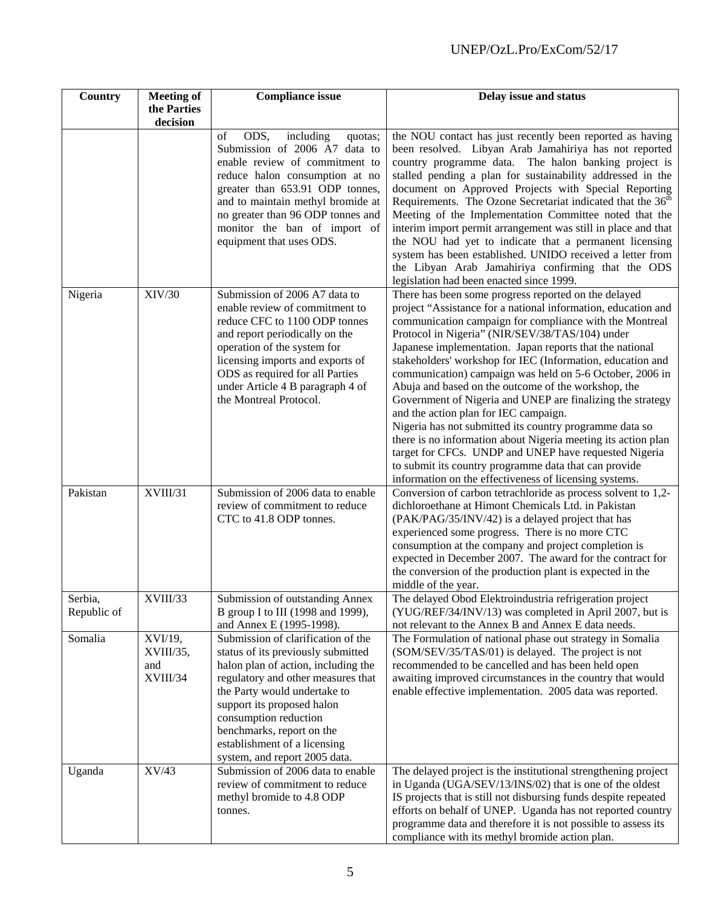| Country | Meeting of the Parties decision | Compliance issue | Delay issue and status |
|---|---|---|---|
| | | of ODS, including quotas; Submission of 2006 A7 data to enable review of commitment to reduce halon consumption at no greater than 653.91 ODP tonnes, and to maintain methyl bromide at no greater than 96 ODP tonnes and monitor the ban of import of equipment that uses ODS. | the NOU contact has just recently been reported as having been resolved. Libyan Arab Jamahiriya has not reported country programme data. The halon banking project is stalled pending a plan for sustainability addressed in the document on Approved Projects with Special Reporting Requirements. The Ozone Secretariat indicated that the 36th Meeting of the Implementation Committee noted that the interim import permit arrangement was still in place and that the NOU had yet to indicate that a permanent licensing system has been established. UNIDO received a letter from the Libyan Arab Jamahiriya confirming that the ODS legislation had been enacted since 1999. |
| Nigeria | XIV/30 | Submission of 2006 A7 data to enable review of commitment to reduce CFC to 1100 ODP tonnes and report periodically on the operation of the system for licensing imports and exports of ODS as required for all Parties under Article 4 B paragraph 4 of the Montreal Protocol. | There has been some progress reported on the delayed project "Assistance for a national information, education and communication campaign for compliance with the Montreal Protocol in Nigeria" (NIR/SEV/38/TAS/104) under Japanese implementation. Japan reports that the national stakeholders' workshop for IEC (Information, education and communication) campaign was held on 5-6 October, 2006 in Abuja and based on the outcome of the workshop, the Government of Nigeria and UNEP are finalizing the strategy and the action plan for IEC campaign.<br>Nigeria has not submitted its country programme data so there is no information about Nigeria meeting its action plan target for CFCs. UNDP and UNEP have requested Nigeria to submit its country programme data that can provide information on the effectiveness of licensing systems. |
| Pakistan | XVIII/31 | Submission of 2006 data to enable review of commitment to reduce CTC to 41.8 ODP tonnes. | Conversion of carbon tetrachloride as process solvent to 1,2-dichloroethane at Himont Chemicals Ltd. in Pakistan (PAK/PAG/35/INV/42) is a delayed project that has experienced some progress. There is no more CTC consumption at the company and project completion is expected in December 2007. The award for the contract for the conversion of the production plant is expected in the middle of the year. |
| Serbia, Republic of | XVIII/33 | Submission of outstanding Annex B group I to III (1998 and 1999), and Annex E (1995-1998). | The delayed Obod Elektroindustria refrigeration project (YUG/REF/34/INV/13) was completed in April 2007, but is not relevant to the Annex B and Annex E data needs. |
| Somalia | XVI/19, XVIII/35, and XVIII/34 | Submission of clarification of the status of its previously submitted halon plan of action, including the regulatory and other measures that the Party would undertake to support its proposed halon consumption reduction benchmarks, report on the establishment of a licensing system, and report 2005 data. | The Formulation of national phase out strategy in Somalia (SOM/SEV/35/TAS/01) is delayed. The project is not recommended to be cancelled and has been held open awaiting improved circumstances in the country that would enable effective implementation. 2005 data was reported. |
| Uganda | XV/43 | Submission of 2006 data to enable review of commitment to reduce methyl bromide to 4.8 ODP tonnes. | The delayed project is the institutional strengthening project in Uganda (UGA/SEV/13/INS/02) that is one of the oldest IS projects that is still not disbursing funds despite repeated efforts on behalf of UNEP. Uganda has not reported country programme data and therefore it is not possible to assess its compliance with its methyl bromide action plan. |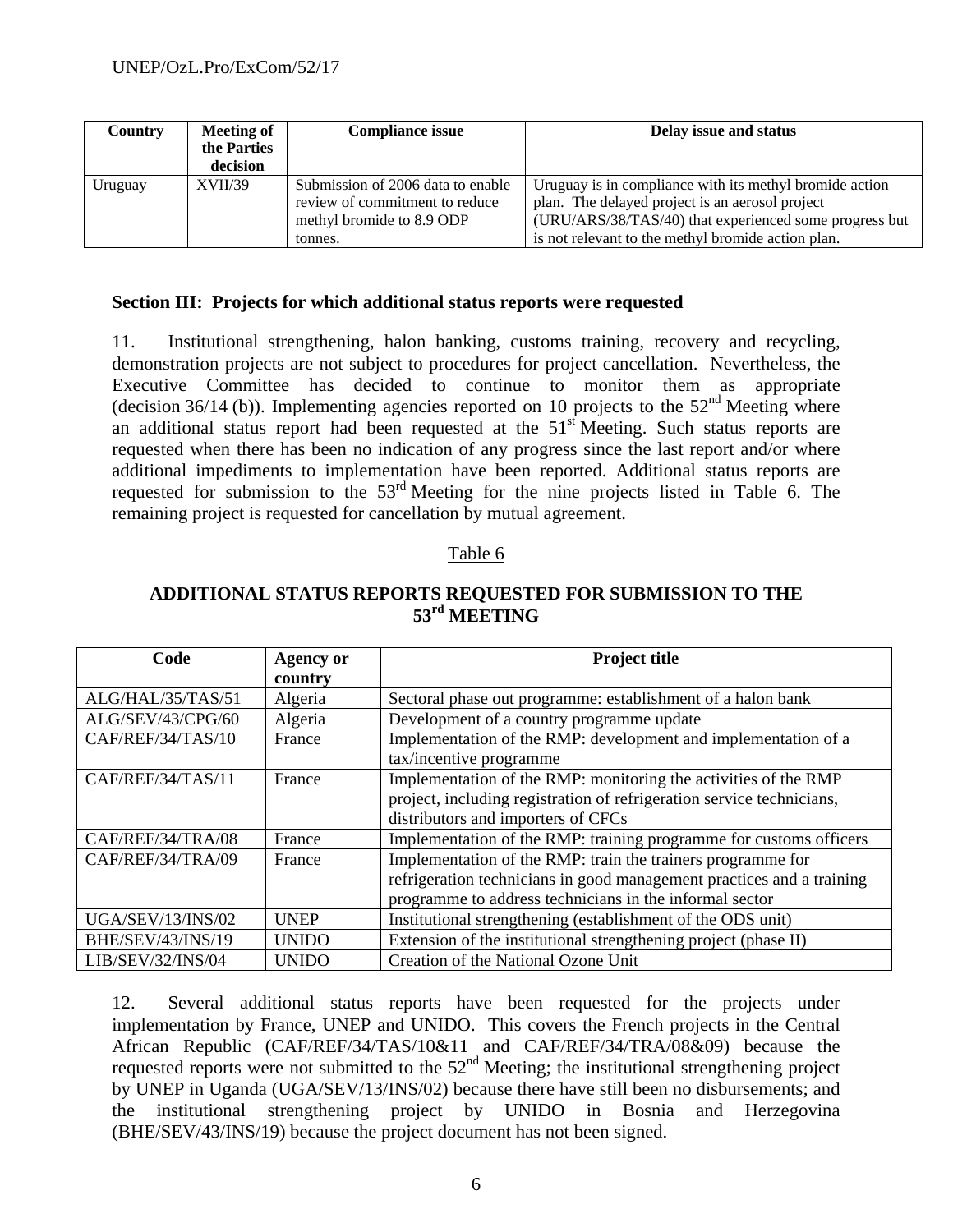| Country | Meeting of the Parties decision | Compliance issue | Delay issue and status |
|---|---|---|---|
| Uruguay | XVII/39 | Submission of 2006 data to enable review of commitment to reduce methyl bromide to 8.9 ODP tonnes. | Uruguay is in compliance with its methyl bromide action plan. The delayed project is an aerosol project (URU/ARS/38/TAS/40) that experienced some progress but is not relevant to the methyl bromide action plan. |

### Section III: Projects for which additional status reports were requested

11. Institutional strengthening, halon banking, customs training, recovery and recycling, demonstration projects are not subject to procedures for project cancellation. Nevertheless, the Executive Committee has decided to continue to monitor them as appropriate (decision 36/14 (b)). Implementing agencies reported on 10 projects to the 52nd Meeting where an additional status report had been requested at the 51st Meeting. Such status reports are requested when there has been no indication of any progress since the last report and/or where additional impediments to implementation have been reported. Additional status reports are requested for submission to the 53rd Meeting for the nine projects listed in Table 6. The remaining project is requested for cancellation by mutual agreement.

Table 6

**ADDITIONAL STATUS REPORTS REQUESTED FOR SUBMISSION TO THE 53rd MEETING**

| Code | Agency or country | Project title |
|---|---|---|
| ALG/HAL/35/TAS/51 | Algeria | Sectoral phase out programme: establishment of a halon bank |
| ALG/SEV/43/CPG/60 | Algeria | Development of a country programme update |
| CAF/REF/34/TAS/10 | France | Implementation of the RMP: development and implementation of a tax/incentive programme |
| CAF/REF/34/TAS/11 | France | Implementation of the RMP: monitoring the activities of the RMP project, including registration of refrigeration service technicians, distributors and importers of CFCs |
| CAF/REF/34/TRA/08 | France | Implementation of the RMP: training programme for customs officers |
| CAF/REF/34/TRA/09 | France | Implementation of the RMP: train the trainers programme for refrigeration technicians in good management practices and a training programme to address technicians in the informal sector |
| UGA/SEV/13/INS/02 | UNEP | Institutional strengthening (establishment of the ODS unit) |
| BHE/SEV/43/INS/19 | UNIDO | Extension of the institutional strengthening project (phase II) |
| LIB/SEV/32/INS/04 | UNIDO | Creation of the National Ozone Unit |

12. Several additional status reports have been requested for the projects under implementation by France, UNEP and UNIDO. This covers the French projects in the Central African Republic (CAF/REF/34/TAS/10&11 and CAF/REF/34/TRA/08&09) because the requested reports were not submitted to the 52nd Meeting; the institutional strengthening project by UNEP in Uganda (UGA/SEV/13/INS/02) because there have still been no disbursements; and the institutional strengthening project by UNIDO in Bosnia and Herzegovina (BHE/SEV/43/INS/19) because the project document has not been signed.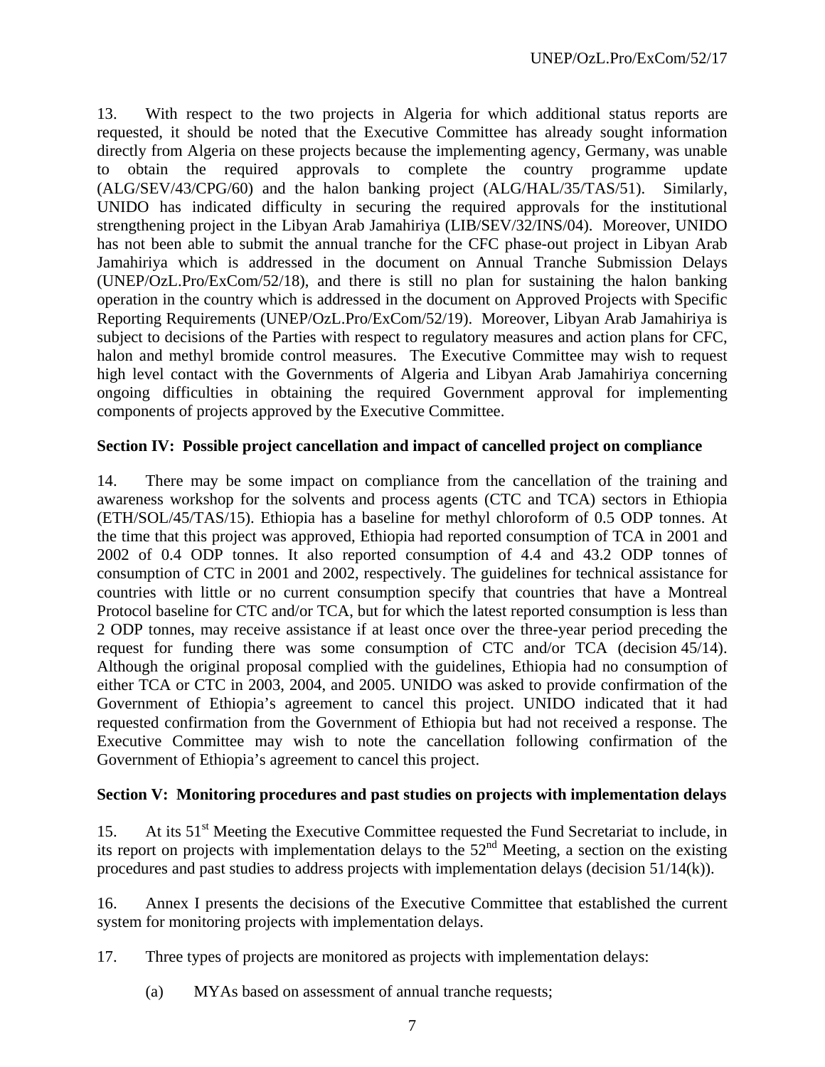13. With respect to the two projects in Algeria for which additional status reports are requested, it should be noted that the Executive Committee has already sought information directly from Algeria on these projects because the implementing agency, Germany, was unable to obtain the required approvals to complete the country programme update (ALG/SEV/43/CPG/60) and the halon banking project (ALG/HAL/35/TAS/51). Similarly, UNIDO has indicated difficulty in securing the required approvals for the institutional strengthening project in the Libyan Arab Jamahiriya (LIB/SEV/32/INS/04). Moreover, UNIDO has not been able to submit the annual tranche for the CFC phase-out project in Libyan Arab Jamahiriya which is addressed in the document on Annual Tranche Submission Delays (UNEP/OzL.Pro/ExCom/52/18), and there is still no plan for sustaining the halon banking operation in the country which is addressed in the document on Approved Projects with Specific Reporting Requirements (UNEP/OzL.Pro/ExCom/52/19). Moreover, Libyan Arab Jamahiriya is subject to decisions of the Parties with respect to regulatory measures and action plans for CFC, halon and methyl bromide control measures. The Executive Committee may wish to request high level contact with the Governments of Algeria and Libyan Arab Jamahiriya concerning ongoing difficulties in obtaining the required Government approval for implementing components of projects approved by the Executive Committee.

**Section IV: Possible project cancellation and impact of cancelled project on compliance**

14. There may be some impact on compliance from the cancellation of the training and awareness workshop for the solvents and process agents (CTC and TCA) sectors in Ethiopia (ETH/SOL/45/TAS/15). Ethiopia has a baseline for methyl chloroform of 0.5 ODP tonnes. At the time that this project was approved, Ethiopia had reported consumption of TCA in 2001 and 2002 of 0.4 ODP tonnes. It also reported consumption of 4.4 and 43.2 ODP tonnes of consumption of CTC in 2001 and 2002, respectively. The guidelines for technical assistance for countries with little or no current consumption specify that countries that have a Montreal Protocol baseline for CTC and/or TCA, but for which the latest reported consumption is less than 2 ODP tonnes, may receive assistance if at least once over the three-year period preceding the request for funding there was some consumption of CTC and/or TCA (decision 45/14). Although the original proposal complied with the guidelines, Ethiopia had no consumption of either TCA or CTC in 2003, 2004, and 2005. UNIDO was asked to provide confirmation of the Government of Ethiopia's agreement to cancel this project. UNIDO indicated that it had requested confirmation from the Government of Ethiopia but had not received a response. The Executive Committee may wish to note the cancellation following confirmation of the Government of Ethiopia's agreement to cancel this project.

**Section V: Monitoring procedures and past studies on projects with implementation delays**

15. At its 51st Meeting the Executive Committee requested the Fund Secretariat to include, in its report on projects with implementation delays to the 52nd Meeting, a section on the existing procedures and past studies to address projects with implementation delays (decision 51/14(k)).

16. Annex I presents the decisions of the Executive Committee that established the current system for monitoring projects with implementation delays.

17. Three types of projects are monitored as projects with implementation delays:

(a) MYAs based on assessment of annual tranche requests;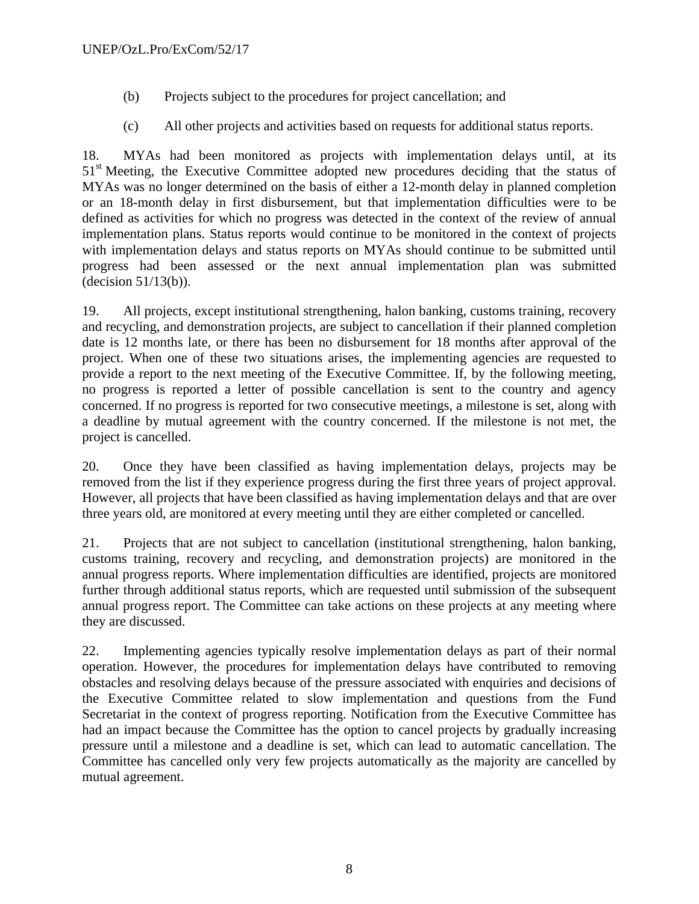(b) Projects subject to the procedures for project cancellation; and

(c) All other projects and activities based on requests for additional status reports.

18. MYAs had been monitored as projects with implementation delays until, at its 51st Meeting, the Executive Committee adopted new procedures deciding that the status of MYAs was no longer determined on the basis of either a 12-month delay in planned completion or an 18-month delay in first disbursement, but that implementation difficulties were to be defined as activities for which no progress was detected in the context of the review of annual implementation plans. Status reports would continue to be monitored in the context of projects with implementation delays and status reports on MYAs should continue to be submitted until progress had been assessed or the next annual implementation plan was submitted (decision 51/13(b)).

19. All projects, except institutional strengthening, halon banking, customs training, recovery and recycling, and demonstration projects, are subject to cancellation if their planned completion date is 12 months late, or there has been no disbursement for 18 months after approval of the project. When one of these two situations arises, the implementing agencies are requested to provide a report to the next meeting of the Executive Committee. If, by the following meeting, no progress is reported a letter of possible cancellation is sent to the country and agency concerned. If no progress is reported for two consecutive meetings, a milestone is set, along with a deadline by mutual agreement with the country concerned. If the milestone is not met, the project is cancelled.

20. Once they have been classified as having implementation delays, projects may be removed from the list if they experience progress during the first three years of project approval. However, all projects that have been classified as having implementation delays and that are over three years old, are monitored at every meeting until they are either completed or cancelled.

21. Projects that are not subject to cancellation (institutional strengthening, halon banking, customs training, recovery and recycling, and demonstration projects) are monitored in the annual progress reports. Where implementation difficulties are identified, projects are monitored further through additional status reports, which are requested until submission of the subsequent annual progress report. The Committee can take actions on these projects at any meeting where they are discussed.

22. Implementing agencies typically resolve implementation delays as part of their normal operation. However, the procedures for implementation delays have contributed to removing obstacles and resolving delays because of the pressure associated with enquiries and decisions of the Executive Committee related to slow implementation and questions from the Fund Secretariat in the context of progress reporting. Notification from the Executive Committee has had an impact because the Committee has the option to cancel projects by gradually increasing pressure until a milestone and a deadline is set, which can lead to automatic cancellation. The Committee has cancelled only very few projects automatically as the majority are cancelled by mutual agreement.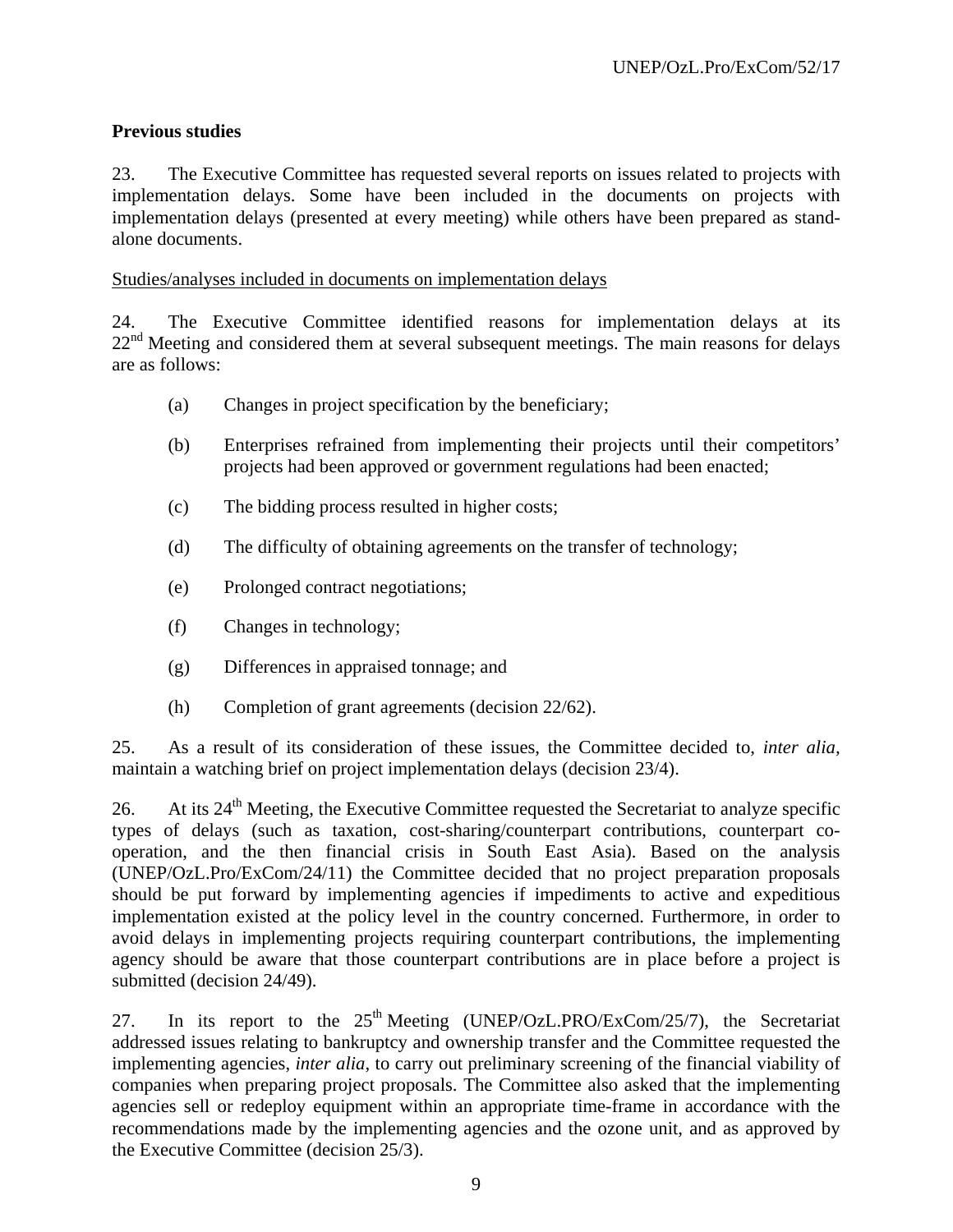**Previous studies**

23. The Executive Committee has requested several reports on issues related to projects with implementation delays. Some have been included in the documents on projects with implementation delays (presented at every meeting) while others have been prepared as stand-alone documents.

Studies/analyses included in documents on implementation delays

24. The Executive Committee identified reasons for implementation delays at its 22nd Meeting and considered them at several subsequent meetings. The main reasons for delays are as follows:

(a) Changes in project specification by the beneficiary;

(b) Enterprises refrained from implementing their projects until their competitors' projects had been approved or government regulations had been enacted;

(c) The bidding process resulted in higher costs;

(d) The difficulty of obtaining agreements on the transfer of technology;

(e) Prolonged contract negotiations;

(f) Changes in technology;

(g) Differences in appraised tonnage; and

(h) Completion of grant agreements (decision 22/62).

25. As a result of its consideration of these issues, the Committee decided to, *inter alia,* maintain a watching brief on project implementation delays (decision 23/4).

26. At its 24th Meeting, the Executive Committee requested the Secretariat to analyze specific types of delays (such as taxation, cost-sharing/counterpart contributions, counterpart co-operation, and the then financial crisis in South East Asia). Based on the analysis (UNEP/OzL.Pro/ExCom/24/11) the Committee decided that no project preparation proposals should be put forward by implementing agencies if impediments to active and expeditious implementation existed at the policy level in the country concerned. Furthermore, in order to avoid delays in implementing projects requiring counterpart contributions, the implementing agency should be aware that those counterpart contributions are in place before a project is submitted (decision 24/49).

27. In its report to the 25th Meeting (UNEP/OzL.PRO/ExCom/25/7), the Secretariat addressed issues relating to bankruptcy and ownership transfer and the Committee requested the implementing agencies, *inter alia,* to carry out preliminary screening of the financial viability of companies when preparing project proposals. The Committee also asked that the implementing agencies sell or redeploy equipment within an appropriate time-frame in accordance with the recommendations made by the implementing agencies and the ozone unit, and as approved by the Executive Committee (decision 25/3).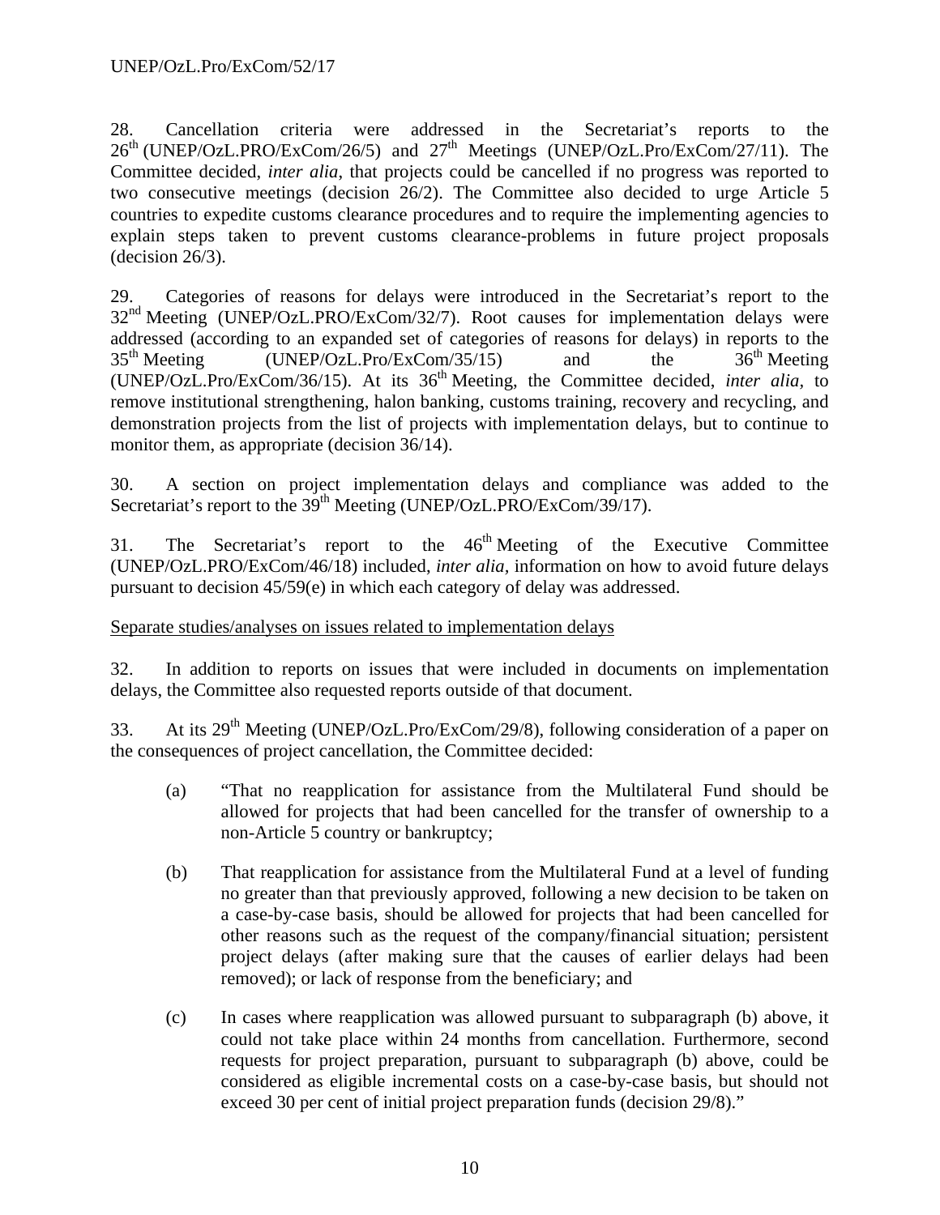28. Cancellation criteria were addressed in the Secretariat's reports to the 26th (UNEP/OzL.PRO/ExCom/26/5) and 27th Meetings (UNEP/OzL.Pro/ExCom/27/11). The Committee decided, *inter alia*, that projects could be cancelled if no progress was reported to two consecutive meetings (decision 26/2). The Committee also decided to urge Article 5 countries to expedite customs clearance procedures and to require the implementing agencies to explain steps taken to prevent customs clearance-problems in future project proposals (decision 26/3).

29. Categories of reasons for delays were introduced in the Secretariat's report to the 32nd Meeting (UNEP/OzL.PRO/ExCom/32/7). Root causes for implementation delays were addressed (according to an expanded set of categories of reasons for delays) in reports to the 35th Meeting (UNEP/OzL.Pro/ExCom/35/15) and the 36th Meeting (UNEP/OzL.Pro/ExCom/36/15). At its 36th Meeting, the Committee decided, *inter alia*, to remove institutional strengthening, halon banking, customs training, recovery and recycling, and demonstration projects from the list of projects with implementation delays, but to continue to monitor them, as appropriate (decision 36/14).

30. A section on project implementation delays and compliance was added to the Secretariat's report to the 39th Meeting (UNEP/OzL.PRO/ExCom/39/17).

31. The Secretariat's report to the 46th Meeting of the Executive Committee (UNEP/OzL.PRO/ExCom/46/18) included, *inter alia,* information on how to avoid future delays pursuant to decision 45/59(e) in which each category of delay was addressed.

<u>Separate studies/analyses on issues related to implementation delays</u>

32. In addition to reports on issues that were included in documents on implementation delays, the Committee also requested reports outside of that document.

33. At its 29th Meeting (UNEP/OzL.Pro/ExCom/29/8), following consideration of a paper on the consequences of project cancellation, the Committee decided:

(a) "That no reapplication for assistance from the Multilateral Fund should be allowed for projects that had been cancelled for the transfer of ownership to a non-Article 5 country or bankruptcy;

(b) That reapplication for assistance from the Multilateral Fund at a level of funding no greater than that previously approved, following a new decision to be taken on a case-by-case basis, should be allowed for projects that had been cancelled for other reasons such as the request of the company/financial situation; persistent project delays (after making sure that the causes of earlier delays had been removed); or lack of response from the beneficiary; and

(c) In cases where reapplication was allowed pursuant to subparagraph (b) above, it could not take place within 24 months from cancellation. Furthermore, second requests for project preparation, pursuant to subparagraph (b) above, could be considered as eligible incremental costs on a case-by-case basis, but should not exceed 30 per cent of initial project preparation funds (decision 29/8)."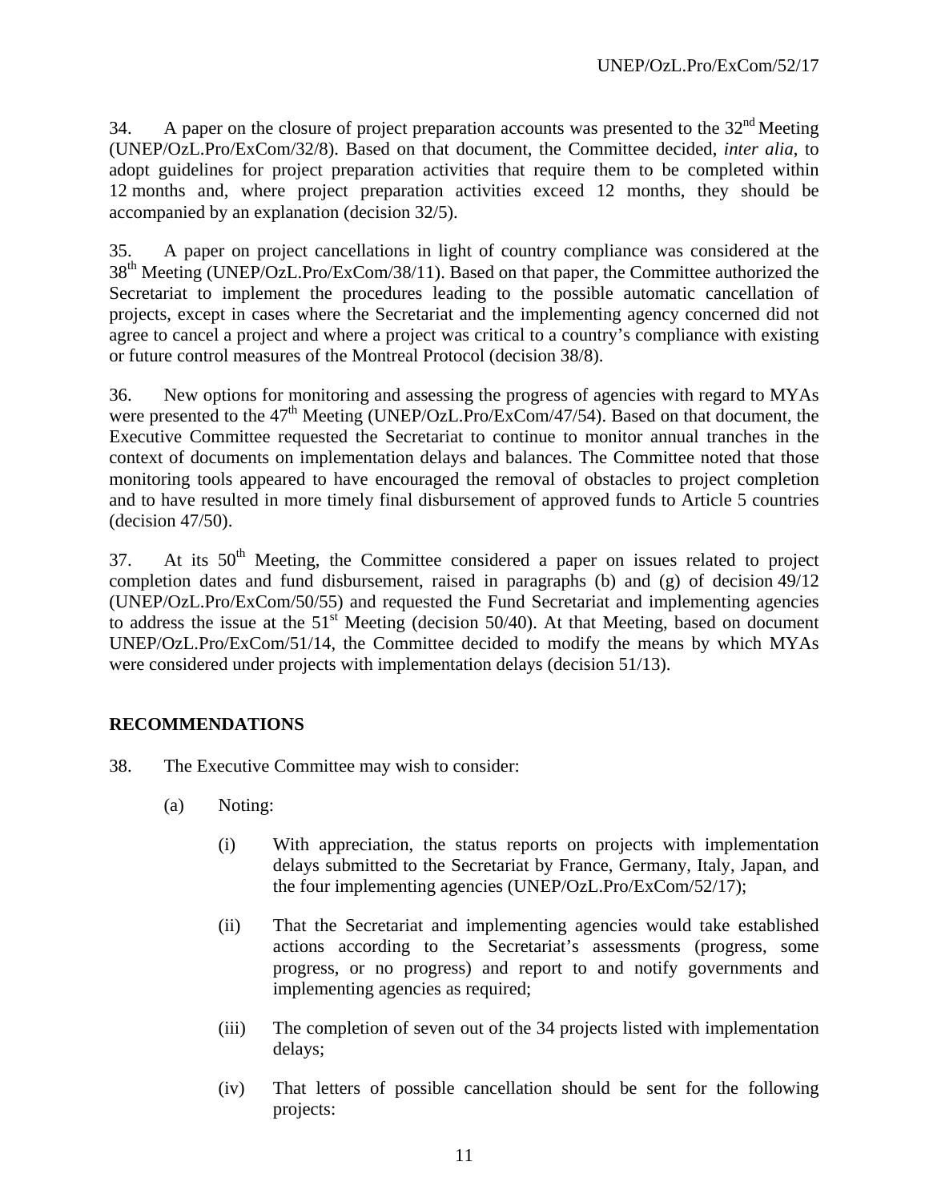34. A paper on the closure of project preparation accounts was presented to the 32nd Meeting (UNEP/OzL.Pro/ExCom/32/8). Based on that document, the Committee decided, *inter alia*, to adopt guidelines for project preparation activities that require them to be completed within 12 months and, where project preparation activities exceed 12 months, they should be accompanied by an explanation (decision 32/5).

35. A paper on project cancellations in light of country compliance was considered at the 38th Meeting (UNEP/OzL.Pro/ExCom/38/11). Based on that paper, the Committee authorized the Secretariat to implement the procedures leading to the possible automatic cancellation of projects, except in cases where the Secretariat and the implementing agency concerned did not agree to cancel a project and where a project was critical to a country's compliance with existing or future control measures of the Montreal Protocol (decision 38/8).

36. New options for monitoring and assessing the progress of agencies with regard to MYAs were presented to the 47th Meeting (UNEP/OzL.Pro/ExCom/47/54). Based on that document, the Executive Committee requested the Secretariat to continue to monitor annual tranches in the context of documents on implementation delays and balances. The Committee noted that those monitoring tools appeared to have encouraged the removal of obstacles to project completion and to have resulted in more timely final disbursement of approved funds to Article 5 countries (decision 47/50).

37. At its 50th Meeting, the Committee considered a paper on issues related to project completion dates and fund disbursement, raised in paragraphs (b) and (g) of decision 49/12 (UNEP/OzL.Pro/ExCom/50/55) and requested the Fund Secretariat and implementing agencies to address the issue at the 51st Meeting (decision 50/40). At that Meeting, based on document UNEP/OzL.Pro/ExCom/51/14, the Committee decided to modify the means by which MYAs were considered under projects with implementation delays (decision 51/13).

**RECOMMENDATIONS**

38. The Executive Committee may wish to consider:

(a) Noting:

(i) With appreciation, the status reports on projects with implementation delays submitted to the Secretariat by France, Germany, Italy, Japan, and the four implementing agencies (UNEP/OzL.Pro/ExCom/52/17);

(ii) That the Secretariat and implementing agencies would take established actions according to the Secretariat's assessments (progress, some progress, or no progress) and report to and notify governments and implementing agencies as required;

(iii) The completion of seven out of the 34 projects listed with implementation delays;

(iv) That letters of possible cancellation should be sent for the following projects: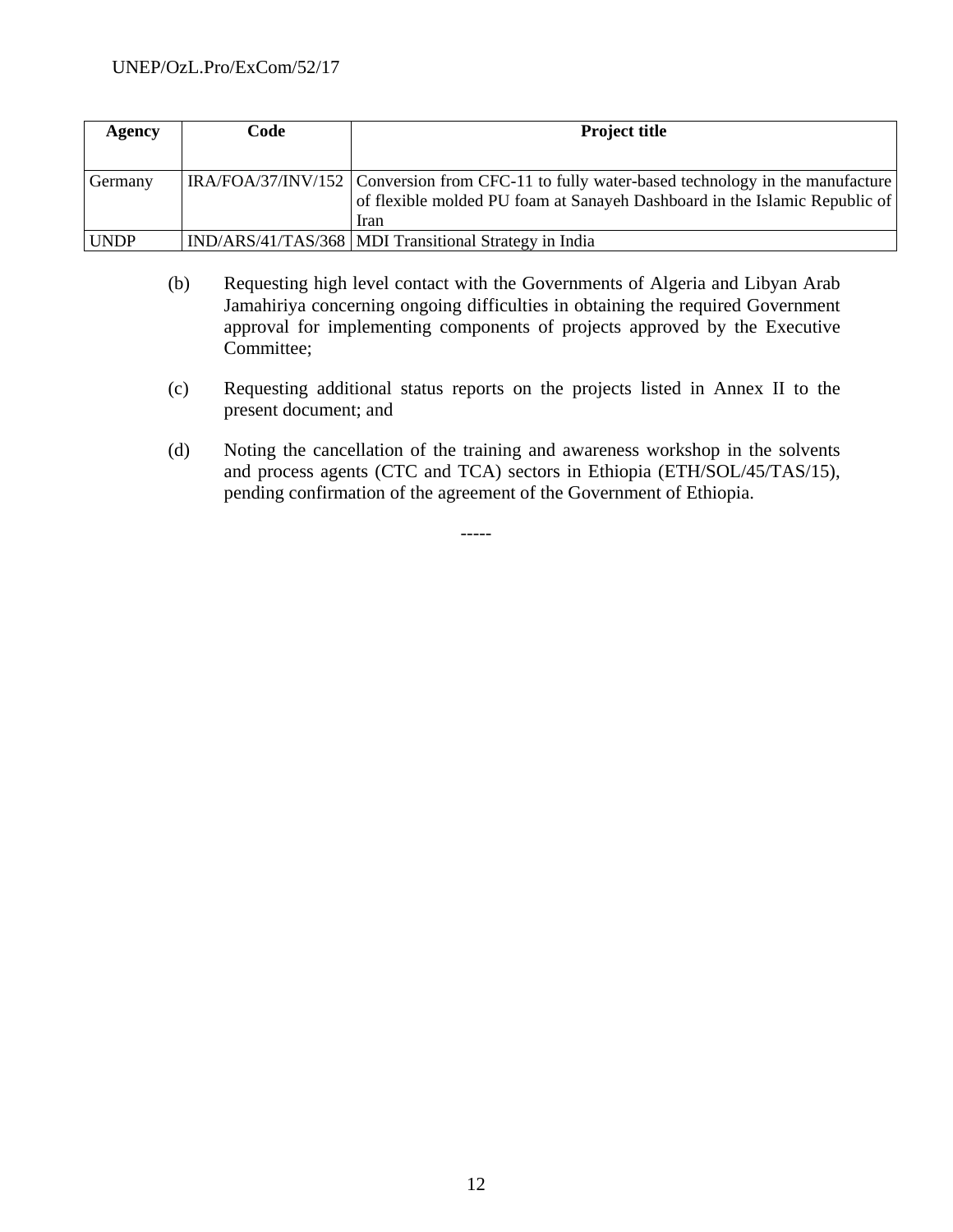| Agency | Code | Project title |
|---|---|---|
| Germany | IRA/FOA/37/INV/152 | Conversion from CFC-11 to fully water-based technology in the manufacture of flexible molded PU foam at Sanayeh Dashboard in the Islamic Republic of Iran |
| UNDP | IND/ARS/41/TAS/368 | MDI Transitional Strategy in India |

(b) Requesting high level contact with the Governments of Algeria and Libyan Arab Jamahiriya concerning ongoing difficulties in obtaining the required Government approval for implementing components of projects approved by the Executive Committee;

(c) Requesting additional status reports on the projects listed in Annex II to the present document; and

(d) Noting the cancellation of the training and awareness workshop in the solvents and process agents (CTC and TCA) sectors in Ethiopia (ETH/SOL/45/TAS/15), pending confirmation of the agreement of the Government of Ethiopia.

-----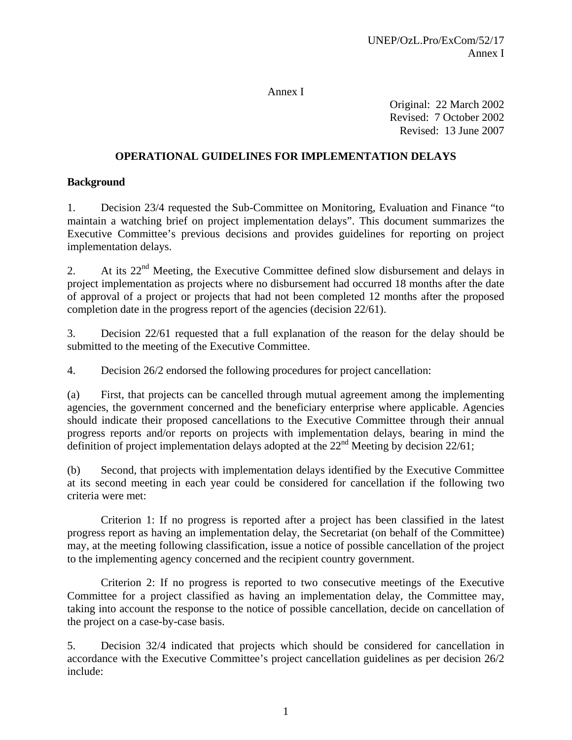Annex I

Original: 22 March 2002
Revised: 7 October 2002
Revised: 13 June 2007

## OPERATIONAL GUIDELINES FOR IMPLEMENTATION DELAYS

### Background

1. Decision 23/4 requested the Sub-Committee on Monitoring, Evaluation and Finance "to maintain a watching brief on project implementation delays". This document summarizes the Executive Committee's previous decisions and provides guidelines for reporting on project implementation delays.

2. At its 22nd Meeting, the Executive Committee defined slow disbursement and delays in project implementation as projects where no disbursement had occurred 18 months after the date of approval of a project or projects that had not been completed 12 months after the proposed completion date in the progress report of the agencies (decision 22/61).

3. Decision 22/61 requested that a full explanation of the reason for the delay should be submitted to the meeting of the Executive Committee.

4. Decision 26/2 endorsed the following procedures for project cancellation:

(a) First, that projects can be cancelled through mutual agreement among the implementing agencies, the government concerned and the beneficiary enterprise where applicable. Agencies should indicate their proposed cancellations to the Executive Committee through their annual progress reports and/or reports on projects with implementation delays, bearing in mind the definition of project implementation delays adopted at the 22nd Meeting by decision 22/61;

(b) Second, that projects with implementation delays identified by the Executive Committee at its second meeting in each year could be considered for cancellation if the following two criteria were met:

Criterion 1: If no progress is reported after a project has been classified in the latest progress report as having an implementation delay, the Secretariat (on behalf of the Committee) may, at the meeting following classification, issue a notice of possible cancellation of the project to the implementing agency concerned and the recipient country government.

Criterion 2: If no progress is reported to two consecutive meetings of the Executive Committee for a project classified as having an implementation delay, the Committee may, taking into account the response to the notice of possible cancellation, decide on cancellation of the project on a case-by-case basis.

5. Decision 32/4 indicated that projects which should be considered for cancellation in accordance with the Executive Committee's project cancellation guidelines as per decision 26/2 include: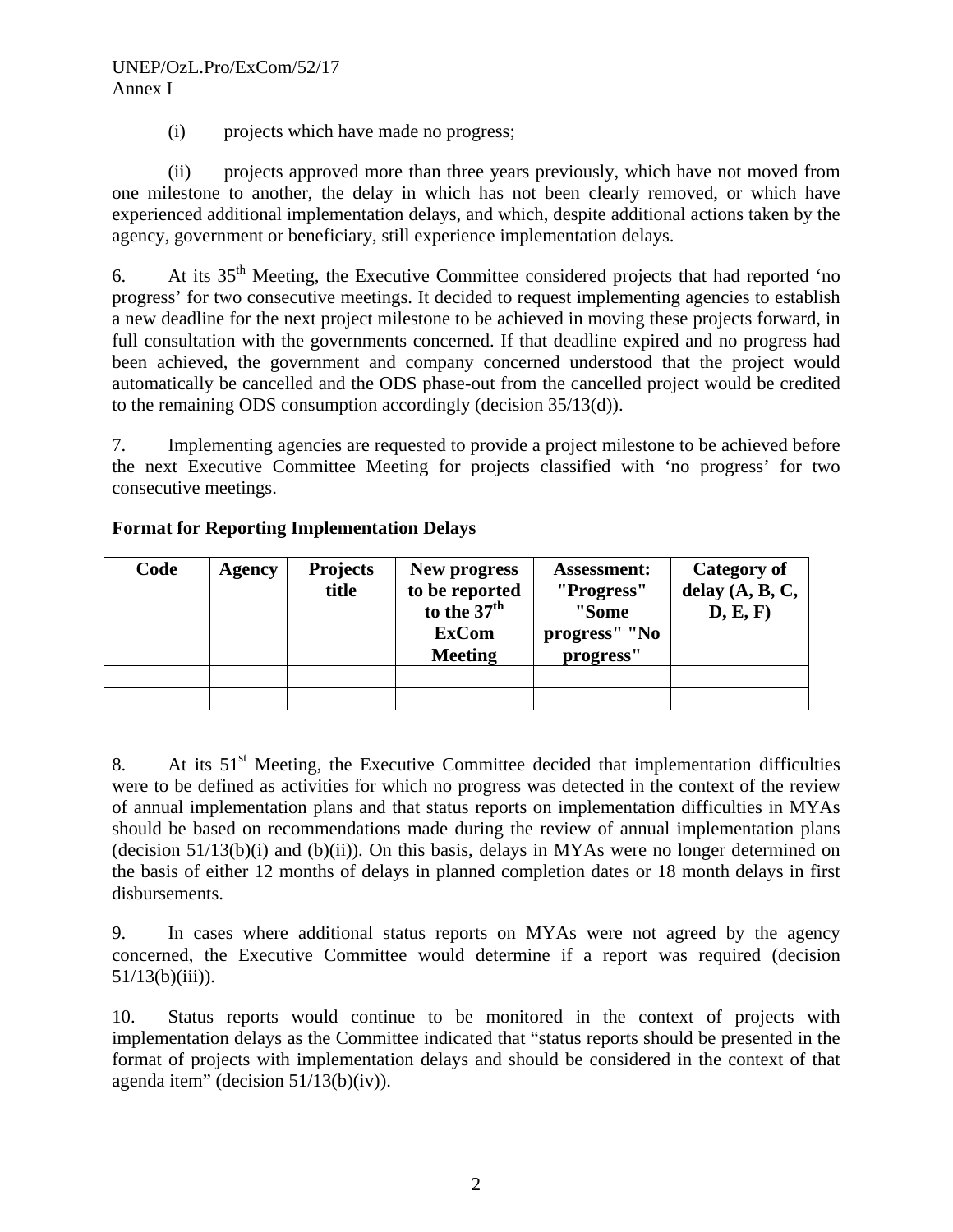(i) projects which have made no progress;

(ii) projects approved more than three years previously, which have not moved from one milestone to another, the delay in which has not been clearly removed, or which have experienced additional implementation delays, and which, despite additional actions taken by the agency, government or beneficiary, still experience implementation delays.

6. At its 35th Meeting, the Executive Committee considered projects that had reported 'no progress' for two consecutive meetings. It decided to request implementing agencies to establish a new deadline for the next project milestone to be achieved in moving these projects forward, in full consultation with the governments concerned. If that deadline expired and no progress had been achieved, the government and company concerned understood that the project would automatically be cancelled and the ODS phase-out from the cancelled project would be credited to the remaining ODS consumption accordingly (decision 35/13(d)).

7. Implementing agencies are requested to provide a project milestone to be achieved before the next Executive Committee Meeting for projects classified with 'no progress' for two consecutive meetings.

**Format for Reporting Implementation Delays**

| Code | Agency | Projects title | New progress to be reported to the 37th ExCom Meeting | Assessment: "Progress" "Some progress" "No progress" | Category of delay (A, B, C, D, E, F) |
|---|---|---|---|---|---|
| | | | | | |
| | | | | | |

8. At its 51st Meeting, the Executive Committee decided that implementation difficulties were to be defined as activities for which no progress was detected in the context of the review of annual implementation plans and that status reports on implementation difficulties in MYAs should be based on recommendations made during the review of annual implementation plans (decision 51/13(b)(i) and (b)(ii)). On this basis, delays in MYAs were no longer determined on the basis of either 12 months of delays in planned completion dates or 18 month delays in first disbursements.

9. In cases where additional status reports on MYAs were not agreed by the agency concerned, the Executive Committee would determine if a report was required (decision 51/13(b)(iii)).

10. Status reports would continue to be monitored in the context of projects with implementation delays as the Committee indicated that "status reports should be presented in the format of projects with implementation delays and should be considered in the context of that agenda item" (decision 51/13(b)(iv)).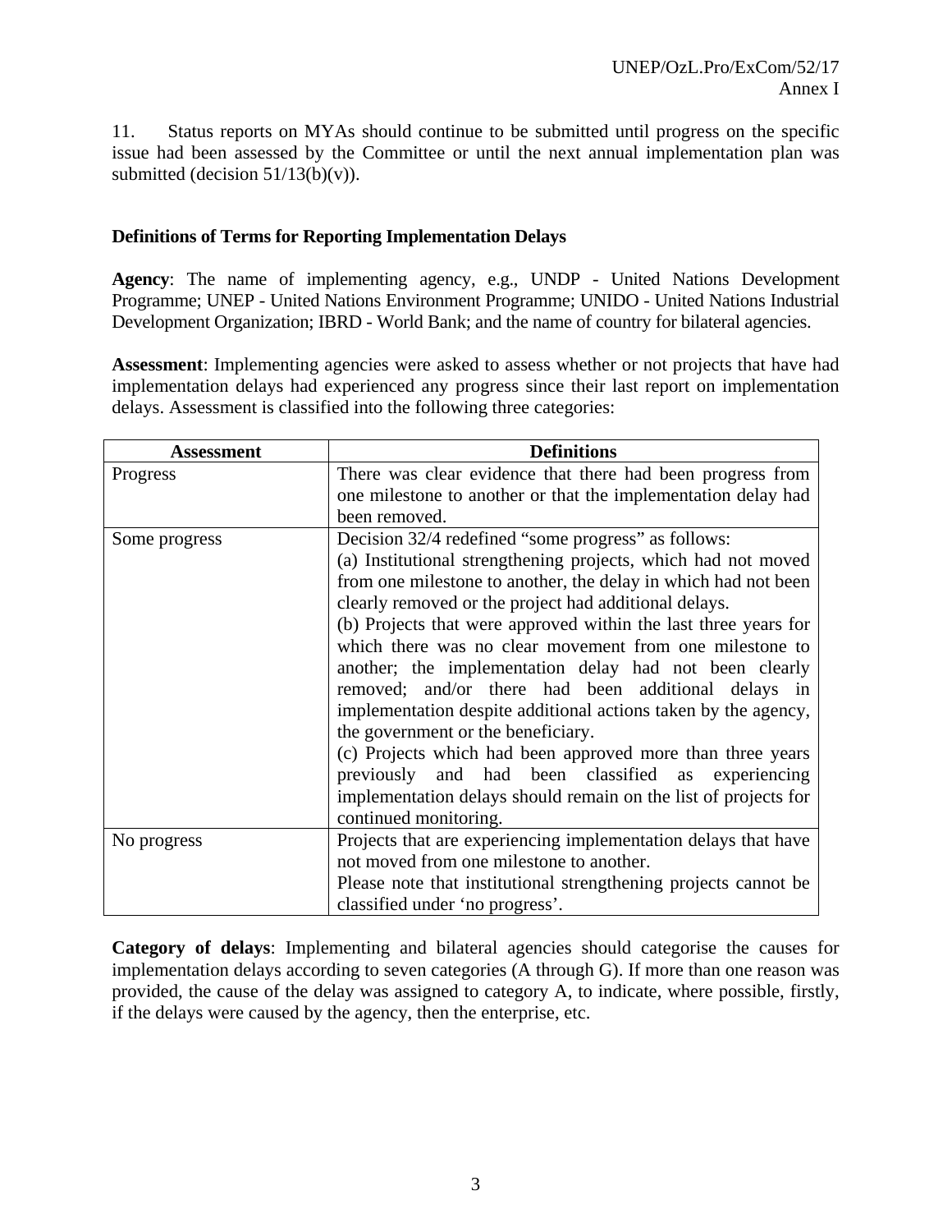11. Status reports on MYAs should continue to be submitted until progress on the specific issue had been assessed by the Committee or until the next annual implementation plan was submitted (decision 51/13(b)(v)).

**Definitions of Terms for Reporting Implementation Delays**

**Agency**: The name of implementing agency, e.g., UNDP - United Nations Development Programme; UNEP - United Nations Environment Programme; UNIDO - United Nations Industrial Development Organization; IBRD - World Bank; and the name of country for bilateral agencies.

**Assessment**: Implementing agencies were asked to assess whether or not projects that have had implementation delays had experienced any progress since their last report on implementation delays. Assessment is classified into the following three categories:

| Assessment | Definitions |
| --- | --- |
| Progress | There was clear evidence that there had been progress from one milestone to another or that the implementation delay had been removed. |
| Some progress | Decision 32/4 redefined "some progress" as follows:<br>(a) Institutional strengthening projects, which had not moved from one milestone to another, the delay in which had not been clearly removed or the project had additional delays.<br>(b) Projects that were approved within the last three years for which there was no clear movement from one milestone to another; the implementation delay had not been clearly removed; and/or there had been additional delays in implementation despite additional actions taken by the agency, the government or the beneficiary.<br>(c) Projects which had been approved more than three years previously and had been classified as experiencing implementation delays should remain on the list of projects for continued monitoring. |
| No progress | Projects that are experiencing implementation delays that have not moved from one milestone to another.<br>Please note that institutional strengthening projects cannot be classified under 'no progress'. |

**Category of delays**: Implementing and bilateral agencies should categorise the causes for implementation delays according to seven categories (A through G). If more than one reason was provided, the cause of the delay was assigned to category A, to indicate, where possible, firstly, if the delays were caused by the agency, then the enterprise, etc.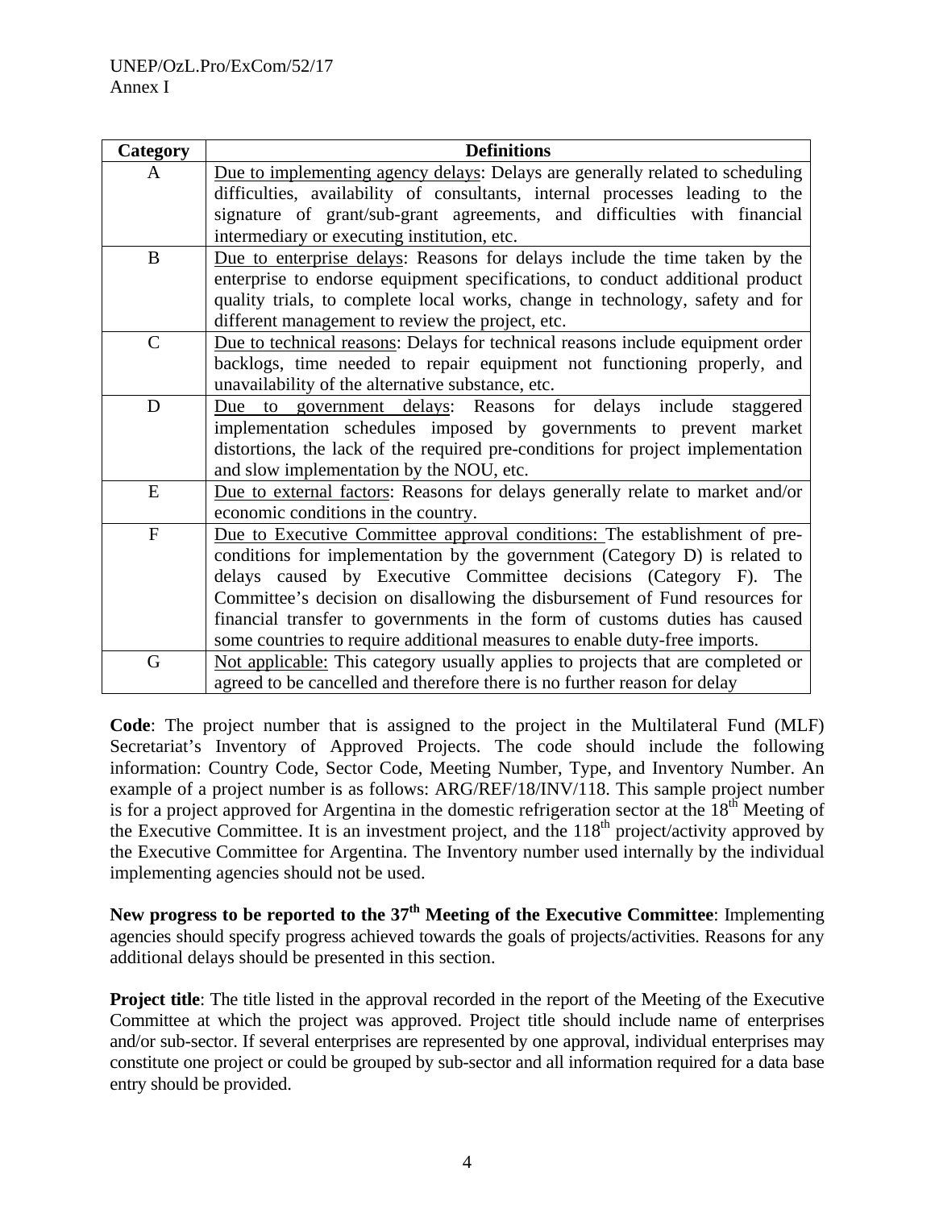| Category | Definitions |
|---|---|
| A | Due to implementing agency delays: Delays are generally related to scheduling difficulties, availability of consultants, internal processes leading to the signature of grant/sub-grant agreements, and difficulties with financial intermediary or executing institution, etc. |
| B | Due to enterprise delays: Reasons for delays include the time taken by the enterprise to endorse equipment specifications, to conduct additional product quality trials, to complete local works, change in technology, safety and for different management to review the project, etc. |
| C | Due to technical reasons: Delays for technical reasons include equipment order backlogs, time needed to repair equipment not functioning properly, and unavailability of the alternative substance, etc. |
| D | Due to government delays: Reasons for delays include staggered implementation schedules imposed by governments to prevent market distortions, the lack of the required pre-conditions for project implementation and slow implementation by the NOU, etc. |
| E | Due to external factors: Reasons for delays generally relate to market and/or economic conditions in the country. |
| F | Due to Executive Committee approval conditions: The establishment of pre-conditions for implementation by the government (Category D) is related to delays caused by Executive Committee decisions (Category F). The Committee's decision on disallowing the disbursement of Fund resources for financial transfer to governments in the form of customs duties has caused some countries to require additional measures to enable duty-free imports. |
| G | Not applicable: This category usually applies to projects that are completed or agreed to be cancelled and therefore there is no further reason for delay |

**Code**: The project number that is assigned to the project in the Multilateral Fund (MLF) Secretariat's Inventory of Approved Projects. The code should include the following information: Country Code, Sector Code, Meeting Number, Type, and Inventory Number. An example of a project number is as follows: ARG/REF/18/INV/118. This sample project number is for a project approved for Argentina in the domestic refrigeration sector at the 18th Meeting of the Executive Committee. It is an investment project, and the 118th project/activity approved by the Executive Committee for Argentina. The Inventory number used internally by the individual implementing agencies should not be used.

**New progress to be reported to the 37th Meeting of the Executive Committee**: Implementing agencies should specify progress achieved towards the goals of projects/activities. Reasons for any additional delays should be presented in this section.

**Project title**: The title listed in the approval recorded in the report of the Meeting of the Executive Committee at which the project was approved. Project title should include name of enterprises and/or sub-sector. If several enterprises are represented by one approval, individual enterprises may constitute one project or could be grouped by sub-sector and all information required for a data base entry should be provided.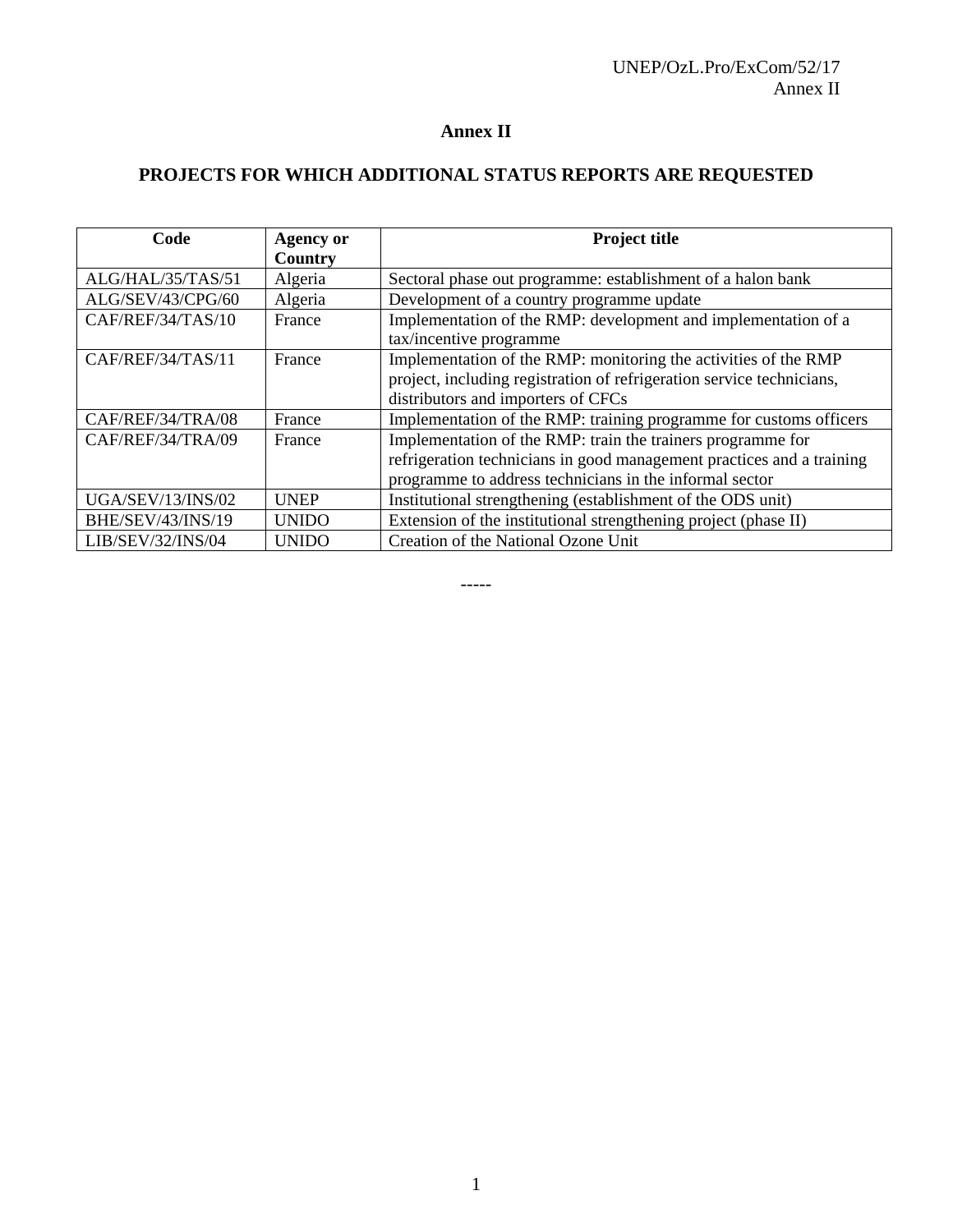# Annex II

## PROJECTS FOR WHICH ADDITIONAL STATUS REPORTS ARE REQUESTED

| Code | Agency or Country | Project title |
|---|---|---|
| ALG/HAL/35/TAS/51 | Algeria | Sectoral phase out programme: establishment of a halon bank |
| ALG/SEV/43/CPG/60 | Algeria | Development of a country programme update |
| CAF/REF/34/TAS/10 | France | Implementation of the RMP: development and implementation of a tax/incentive programme |
| CAF/REF/34/TAS/11 | France | Implementation of the RMP: monitoring the activities of the RMP project, including registration of refrigeration service technicians, distributors and importers of CFCs |
| CAF/REF/34/TRA/08 | France | Implementation of the RMP: training programme for customs officers |
| CAF/REF/34/TRA/09 | France | Implementation of the RMP: train the trainers programme for refrigeration technicians in good management practices and a training programme to address technicians in the informal sector |
| UGA/SEV/13/INS/02 | UNEP | Institutional strengthening (establishment of the ODS unit) |
| BHE/SEV/43/INS/19 | UNIDO | Extension of the institutional strengthening project (phase II) |
| LIB/SEV/32/INS/04 | UNIDO | Creation of the National Ozone Unit |

-----